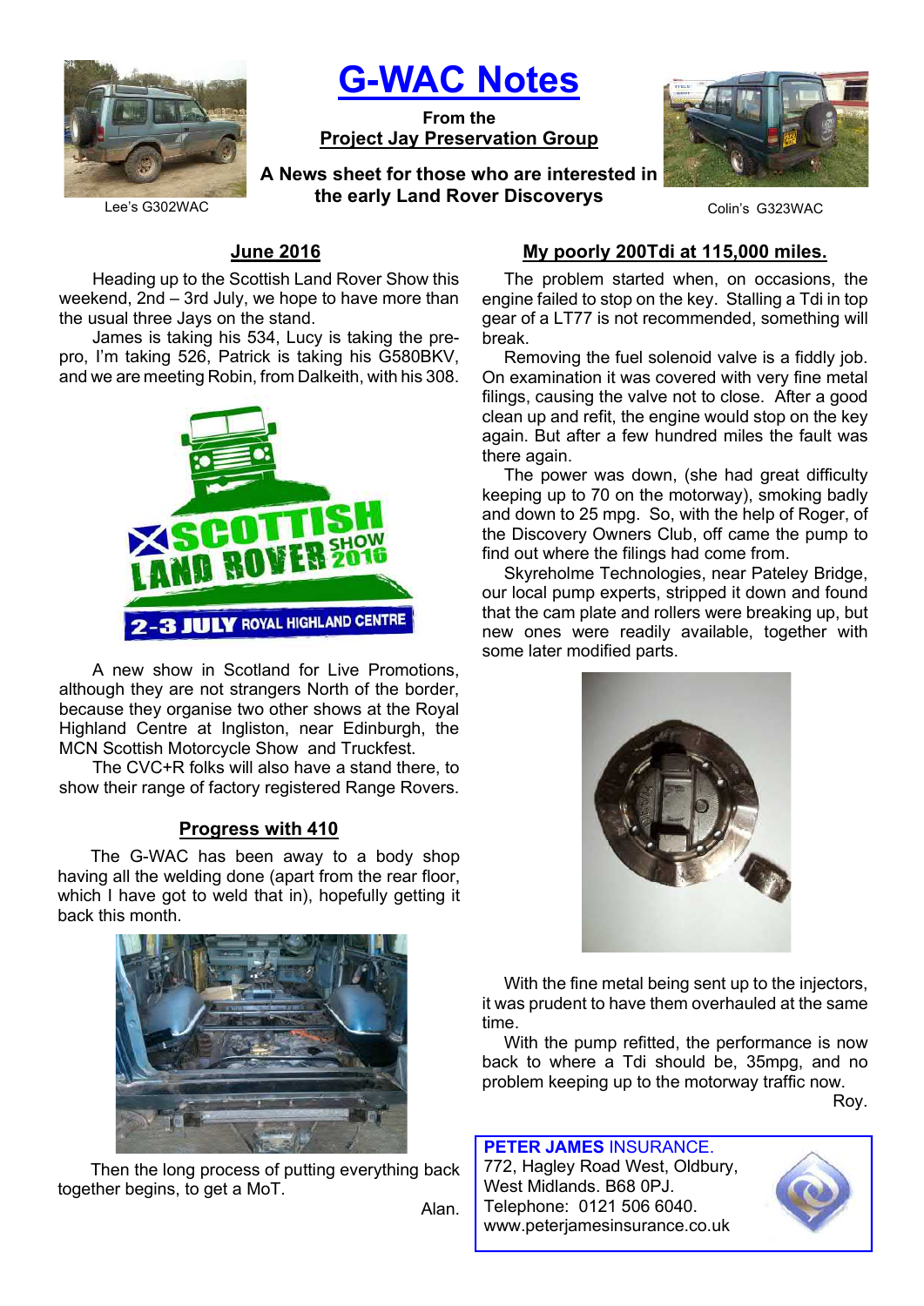# G-WAC Notes

**From the**
**Project Jay Preservation Group**

**A News sheet for those who are interested in the early Land Rover Discoverys**

Lee's G302WAC

Colin's G323WAC

## June 2016

Heading up to the Scottish Land Rover Show this weekend, 2nd – 3rd July, we hope to have more than the usual three Jays on the stand.

James is taking his 534, Lucy is taking the pre-pro, I'm taking 526, Patrick is taking his G580BKV, and we are meeting Robin, from Dalkeith, with his 308.

A new show in Scotland for Live Promotions, although they are not strangers North of the border, because they organise two other shows at the Royal Highland Centre at Ingliston, near Edinburgh, the MCN Scottish Motorcycle Show and Truckfest.

The CVC+R folks will also have a stand there, to show their range of factory registered Range Rovers.

## Progress with 410

The G-WAC has been away to a body shop having all the welding done (apart from the rear floor, which I have got to weld that in), hopefully getting it back this month.

Then the long process of putting everything back together begins, to get a MoT.

Alan.

## My poorly 200Tdi at 115,000 miles.

The problem started when, on occasions, the engine failed to stop on the key. Stalling a Tdi in top gear of a LT77 is not recommended, something will break.

Removing the fuel solenoid valve is a fiddly job. On examination it was covered with very fine metal filings, causing the valve not to close. After a good clean up and refit, the engine would stop on the key again. But after a few hundred miles the fault was there again.

The power was down, (she had great difficulty keeping up to 70 on the motorway), smoking badly and down to 25 mpg. So, with the help of Roger, of the Discovery Owners Club, off came the pump to find out where the filings had come from.

Skyreholme Technologies, near Pateley Bridge, our local pump experts, stripped it down and found that the cam plate and rollers were breaking up, but new ones were readily available, together with some later modified parts.

With the fine metal being sent up to the injectors, it was prudent to have them overhauled at the same time.

With the pump refitted, the performance is now back to where a Tdi should be, 35mpg, and no problem keeping up to the motorway traffic now.

Roy.

**PETER JAMES** INSURANCE.
772, Hagley Road West, Oldbury,
West Midlands. B68 0PJ.
Telephone: 0121 506 6040.
www.peterjamesinsurance.co.uk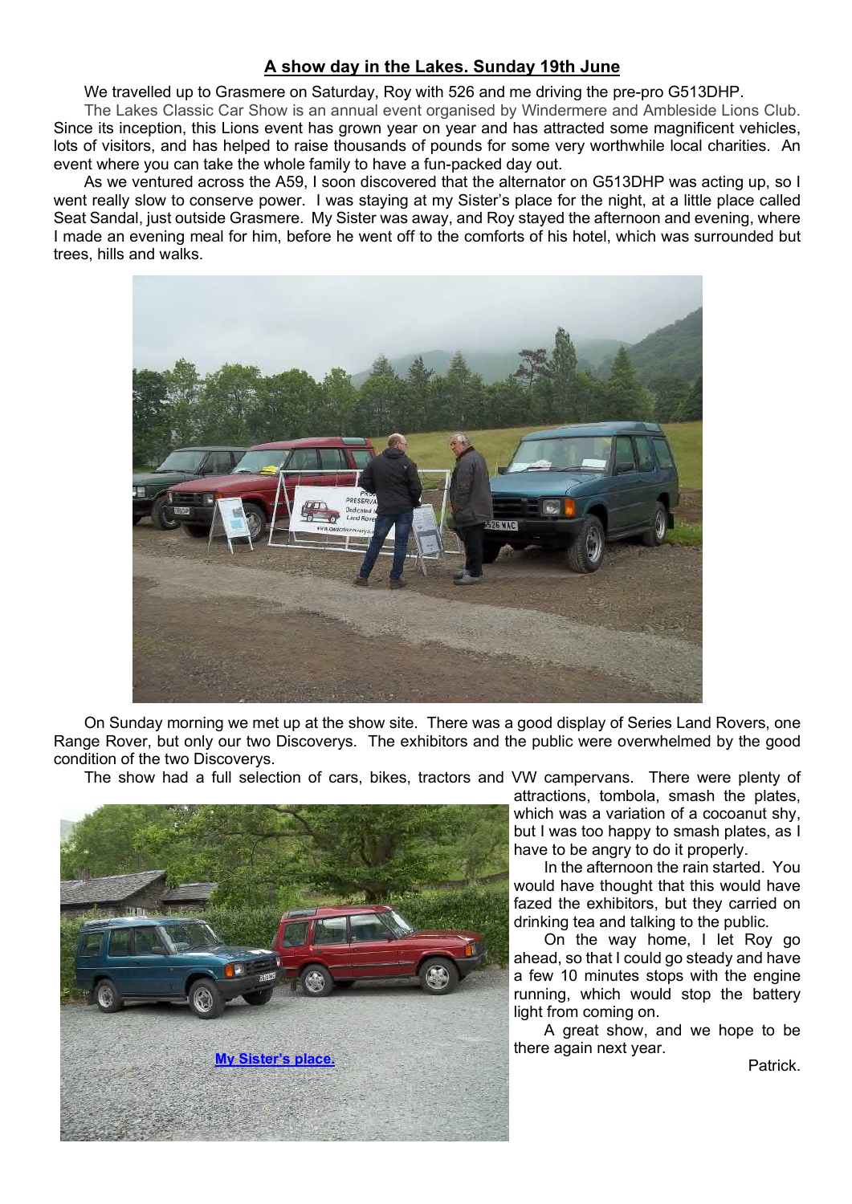## A show day in the Lakes. Sunday 19th June

We travelled up to Grasmere on Saturday, Roy with 526 and me driving the pre-pro G513DHP.

The Lakes Classic Car Show is an annual event organised by Windermere and Ambleside Lions Club. Since its inception, this Lions event has grown year on year and has attracted some magnificent vehicles, lots of visitors, and has helped to raise thousands of pounds for some very worthwhile local charities. An event where you can take the whole family to have a fun-packed day out.

As we ventured across the A59, I soon discovered that the alternator on G513DHP was acting up, so I went really slow to conserve power. I was staying at my Sister's place for the night, at a little place called Seat Sandal, just outside Grasmere. My Sister was away, and Roy stayed the afternoon and evening, where I made an evening meal for him, before he went off to the comforts of his hotel, which was surrounded but trees, hills and walks.

On Sunday morning we met up at the show site. There was a good display of Series Land Rovers, one Range Rover, but only our two Discoverys. The exhibitors and the public were overwhelmed by the good condition of the two Discoverys.

The show had a full selection of cars, bikes, tractors and VW campervans. There were plenty of attractions, tombola, smash the plates, which was a variation of a cocoanut shy, but I was too happy to smash plates, as I have to be angry to do it properly.

In the afternoon the rain started. You would have thought that this would have fazed the exhibitors, but they carried on drinking tea and talking to the public.

On the way home, I let Roy go ahead, so that I could go steady and have a few 10 minutes stops with the engine running, which would stop the battery light from coming on.

A great show, and we hope to be there again next year.

My Sister's place.

Patrick.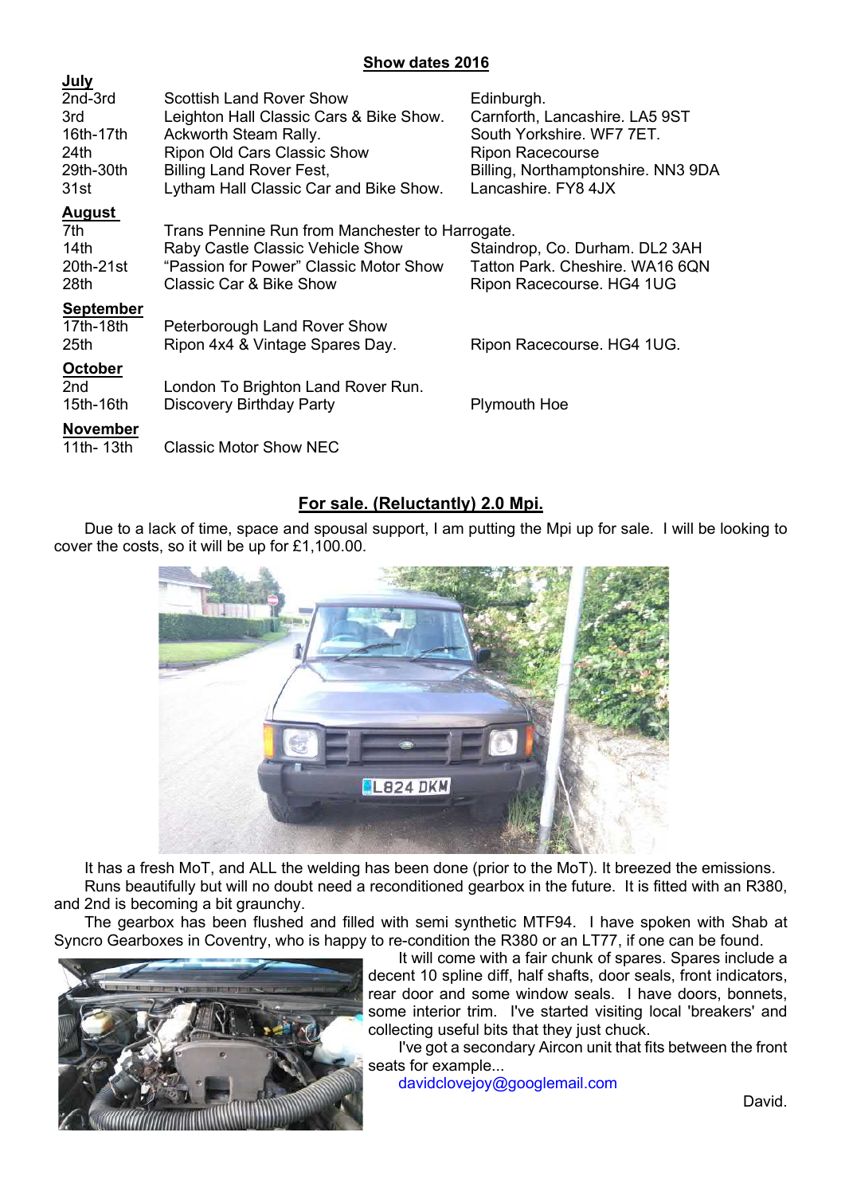## Show dates 2016

| | | |
|---|---|---|
| **July** | | |
| 2nd-3rd | Scottish Land Rover Show | Edinburgh. |
| 3rd | Leighton Hall Classic Cars & Bike Show. | Carnforth, Lancashire. LA5 9ST |
| 16th-17th | Ackworth Steam Rally. | South Yorkshire. WF7 7ET. |
| 24th | Ripon Old Cars Classic Show | Ripon Racecourse |
| 29th-30th | Billing Land Rover Fest, | Billing, Northamptonshire. NN3 9DA |
| 31st | Lytham Hall Classic Car and Bike Show. | Lancashire. FY8 4JX |
| **August** | | |
| 7th | Trans Pennine Run from Manchester to Harrogate. | |
| 14th | Raby Castle Classic Vehicle Show | Staindrop, Co. Durham. DL2 3AH |
| 20th-21st | "Passion for Power" Classic Motor Show | Tatton Park. Cheshire. WA16 6QN |
| 28th | Classic Car & Bike Show | Ripon Racecourse. HG4 1UG |
| **September** | | |
| 17th-18th | Peterborough Land Rover Show | |
| 25th | Ripon 4x4 & Vintage Spares Day. | Ripon Racecourse. HG4 1UG. |
| **October** | | |
| 2nd | London To Brighton Land Rover Run. | |
| 15th-16th | Discovery Birthday Party | Plymouth Hoe |
| **November** | | |
| 11th- 13th | Classic Motor Show NEC | |

## For sale. (Reluctantly) 2.0 Mpi.

Due to a lack of time, space and spousal support, I am putting the Mpi up for sale. I will be looking to cover the costs, so it will be up for £1,100.00.

It has a fresh MoT, and ALL the welding has been done (prior to the MoT). It breezed the emissions.

Runs beautifully but will no doubt need a reconditioned gearbox in the future. It is fitted with an R380, and 2nd is becoming a bit graunchy.

The gearbox has been flushed and filled with semi synthetic MTF94. I have spoken with Shab at Syncro Gearboxes in Coventry, who is happy to re-condition the R380 or an LT77, if one can be found.

It will come with a fair chunk of spares. Spares include a decent 10 spline diff, half shafts, door seals, front indicators, rear door and some window seals. I have doors, bonnets, some interior trim. I've started visiting local 'breakers' and collecting useful bits that they just chuck.

I've got a secondary Aircon unit that fits between the front seats for example...

davidclovejoy@googlemail.com

David.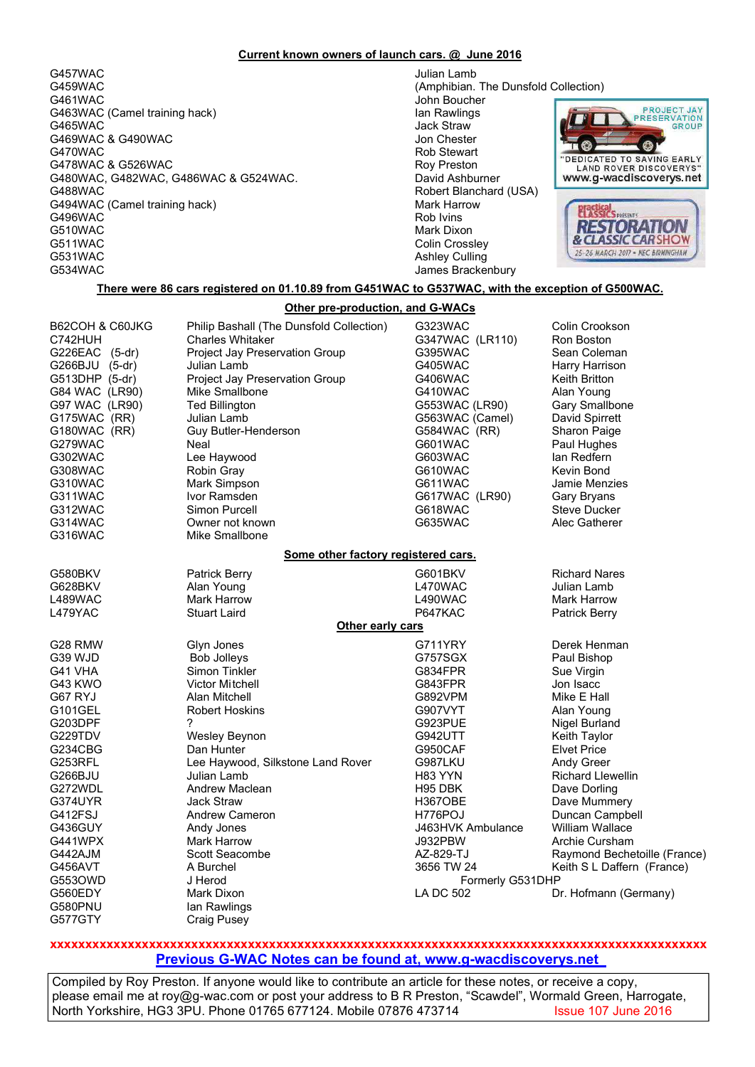**Current known owners of launch cars. @ June 2016**

| | |
|---|---|
| G457WAC | Julian Lamb |
| G459WAC | (Amphibian. The Dunsfold Collection) |
| G461WAC | John Boucher |
| G463WAC (Camel training hack) | Ian Rawlings |
| G465WAC | Jack Straw |
| G469WAC & G490WAC | Jon Chester |
| G470WAC | Rob Stewart |
| G478WAC & G526WAC | Roy Preston |
| G480WAC, G482WAC, G486WAC & G524WAC. | David Ashburner |
| G488WAC | Robert Blanchard (USA) |
| G494WAC (Camel training hack) | Mark Harrow |
| G496WAC | Rob Ivins |
| G510WAC | Mark Dixon |
| G511WAC | Colin Crossley |
| G531WAC | Ashley Culling |
| G534WAC | James Brackenbury |

PROJECT JAY PRESERVATION GROUP
"DEDICATED TO SAVING EARLY LAND ROVER DISCOVERYS"
www.g-wacdiscoverys.net

Practical Classics presents RESTORATION & CLASSIC CAR SHOW
25-26 MARCH 2017 • NEC BIRMINGHAM

**There were 86 cars registered on 01.10.89 from G451WAC to G537WAC, with the exception of G500WAC.**

**Other pre-production, and G-WACs**

| | | | |
|---|---|---|---|
| B62COH & C60JKG | Philip Bashall (The Dunsfold Collection) | G323WAC | Colin Crookson |
| C742HUH | Charles Whitaker | G347WAC (LR110) | Ron Boston |
| G226EAC (5-dr) | Project Jay Preservation Group | G395WAC | Sean Coleman |
| G266BJU (5-dr) | Julian Lamb | G405WAC | Harry Harrison |
| G513DHP (5-dr) | Project Jay Preservation Group | G406WAC | Keith Britton |
| G84 WAC (LR90) | Mike Smallbone | G410WAC | Alan Young |
| G97 WAC (LR90) | Ted Billington | G553WAC (LR90) | Gary Smallbone |
| G175WAC (RR) | Julian Lamb | G563WAC (Camel) | David Spirrett |
| G180WAC (RR) | Guy Butler-Henderson | G584WAC (RR) | Sharon Paige |
| G279WAC | Neal | G601WAC | Paul Hughes |
| G302WAC | Lee Haywood | G603WAC | Ian Redfern |
| G308WAC | Robin Gray | G610WAC | Kevin Bond |
| G310WAC | Mark Simpson | G611WAC | Jamie Menzies |
| G311WAC | Ivor Ramsden | G617WAC (LR90) | Gary Bryans |
| G312WAC | Simon Purcell | G618WAC | Steve Ducker |
| G314WAC | Owner not known | G635WAC | Alec Gatherer |
| G316WAC | Mike Smallbone | | |

**Some other factory registered cars.**

| | | | |
|---|---|---|---|
| G580BKV | Patrick Berry | G601BKV | Richard Nares |
| G628BKV | Alan Young | L470WAC | Julian Lamb |
| L489WAC | Mark Harrow | L490WAC | Mark Harrow |
| L479YAC | Stuart Laird | P647KAC | Patrick Berry |

**Other early cars**

| | | | |
|---|---|---|---|
| G28 RMW | Glyn Jones | G711YRY | Derek Henman |
| G39 WJD | Bob Jolleys | G757SGX | Paul Bishop |
| G41 VHA | Simon Tinkler | G834FPR | Sue Virgin |
| G43 KWO | Victor Mitchell | G843FPR | Jon Isacc |
| G67 RYJ | Alan Mitchell | G892VPM | Mike E Hall |
| G101GEL | Robert Hoskins | G907VYT | Alan Young |
| G203DPF | ? | G923PUE | Nigel Burland |
| G229TDV | Wesley Beynon | G942UTT | Keith Taylor |
| G234CBG | Dan Hunter | G950CAF | Elvet Price |
| G253RFL | Lee Haywood, Silkstone Land Rover | G987LKU | Andy Greer |
| G266BJU | Julian Lamb | H83 YYN | Richard Llewellin |
| G272WDL | Andrew Maclean | H95 DBK | Dave Dorling |
| G374UYR | Jack Straw | H367OBE | Dave Mummery |
| G412FSJ | Andrew Cameron | H776POJ | Duncan Campbell |
| G436GUY | Andy Jones | J463HVK Ambulance | William Wallace |
| G441WPX | Mark Harrow | J932PBW | Archie Cursham |
| G442AJM | Scott Seacombe | AZ-829-TJ | Raymond Bechetoille (France) |
| G456AVT | A Burchel | 3656 TW 24 | Keith S L Daffern (France) |
| G553OWD | J Herod | Formerly G531DHP | |
| G560EDY | Mark Dixon | LA DC 502 | Dr. Hofmann (Germany) |
| G580PNU | Ian Rawlings | | |
| G577GTY | Craig Pusey | | |

xxxxxxxxxxxxxxxxxxxxxxxxxxxxxxxxxxxxxxxxxxxxxxxxxxxxxxxxxxxxxxxxxxxxxxxxxxxxxxxxxxxxxxxx

**Previous G-WAC Notes can be found at, www.g-wacdiscoverys.net**

Compiled by Roy Preston. If anyone would like to contribute an article for these notes, or receive a copy, please email me at roy@g-wac.com or post your address to B R Preston, "Scawdel", Wormald Green, Harrogate, North Yorkshire, HG3 3PU. Phone 01765 677124. Mobile 07876 473714 Issue 107 June 2016